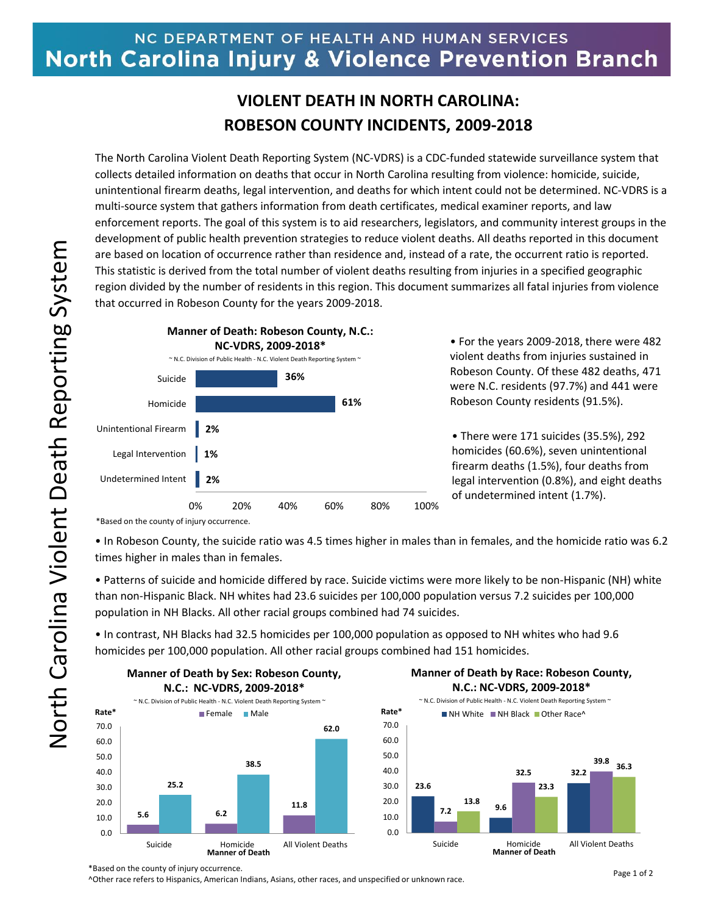NC DEPARTMENT OF HEALTH AND HUMAN SERVICES
**North Carolina Injury & Violence Prevention Branch**

North Carolina Violent Death Reporting System

# VIOLENT DEATH IN NORTH CAROLINA: ROBESON COUNTY INCIDENTS, 2009-2018

The North Carolina Violent Death Reporting System (NC-VDRS) is a CDC-funded statewide surveillance system that collects detailed information on deaths that occur in North Carolina resulting from violence: homicide, suicide, unintentional firearm deaths, legal intervention, and deaths for which intent could not be determined. NC-VDRS is a multi-source system that gathers information from death certificates, medical examiner reports, and law enforcement reports. The goal of this system is to aid researchers, legislators, and community interest groups in the development of public health prevention strategies to reduce violent deaths. All deaths reported in this document are based on location of occurrence rather than residence and, instead of a rate, the occurrent ratio is reported. This statistic is derived from the total number of violent deaths resulting from injuries in a specified geographic region divided by the number of residents in this region. This document summarizes all fatal injuries from violence that occurred in Robeson County for the years 2009-2018.

**Manner of Death: Robeson County, N.C.: NC-VDRS, 2009-2018***

~ N.C. Division of Public Health - N.C. Violent Death Reporting System ~

| Manner of Death | Percent |
|---|---|
| Suicide | 36% |
| Homicide | 61% |
| Unintentional Firearm | 2% |
| Legal Intervention | 1% |
| Undetermined Intent | 2% |

*Based on the county of injury occurrence.

- For the years 2009-2018, there were 482 violent deaths from injuries sustained in Robeson County. Of these 482 deaths, 471 were N.C. residents (97.7%) and 441 were Robeson County residents (91.5%).
- There were 171 suicides (35.5%), 292 homicides (60.6%), seven unintentional firearm deaths (1.5%), four deaths from legal intervention (0.8%), and eight deaths of undetermined intent (1.7%).
- In Robeson County, the suicide ratio was 4.5 times higher in males than in females, and the homicide ratio was 6.2 times higher in males than in females.
- Patterns of suicide and homicide differed by race. Suicide victims were more likely to be non-Hispanic (NH) white than non-Hispanic Black. NH whites had 23.6 suicides per 100,000 population versus 7.2 suicides per 100,000 population in NH Blacks. All other racial groups combined had 74 suicides.
- In contrast, NH Blacks had 32.5 homicides per 100,000 population as opposed to NH whites who had 9.6 homicides per 100,000 population. All other racial groups combined had 151 homicides.

**Manner of Death by Sex: Robeson County, N.C.: NC-VDRS, 2009-2018***

~ N.C. Division of Public Health - N.C. Violent Death Reporting System ~

| Manner of Death (Rate*) | Female | Male |
|---|---|---|
| Suicide | 5.6 | 25.2 |
| Homicide | 6.2 | 38.5 |
| All Violent Deaths | 11.8 | 62.0 |

**Manner of Death by Race: Robeson County, N.C.: NC-VDRS, 2009-2018***

~ N.C. Division of Public Health - N.C. Violent Death Reporting System ~

| Manner of Death (Rate*) | NH White | NH Black | Other Race^ |
|---|---|---|---|
| Suicide | 23.6 | 7.2 | 13.8 |
| Homicide | 9.6 | 32.5 | 23.3 |
| All Violent Deaths | 32.2 | 39.8 | 36.3 |

*Based on the county of injury occurrence.

^Other race refers to Hispanics, American Indians, Asians, other races, and unspecified or unknown race.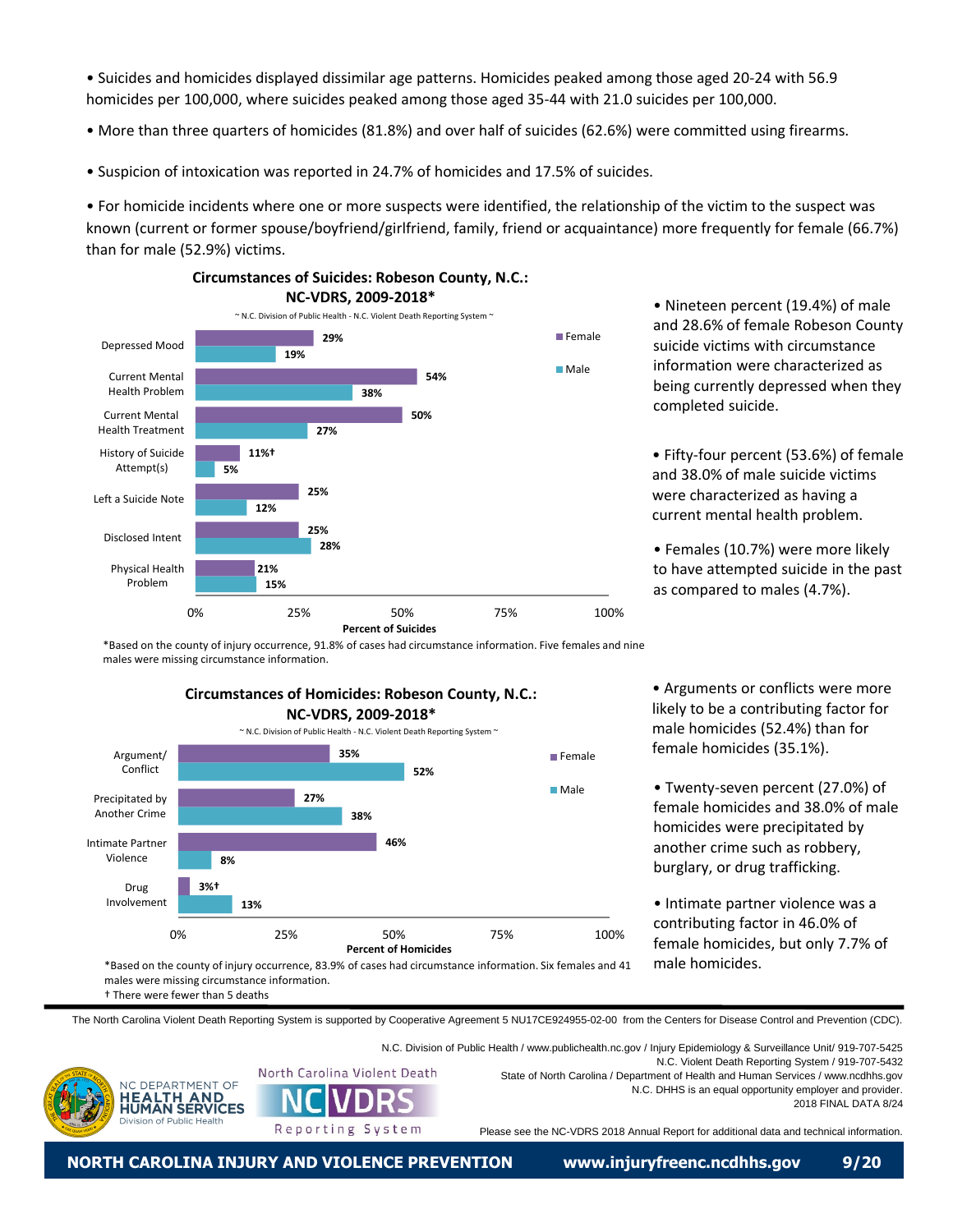• Suicides and homicides displayed dissimilar age patterns. Homicides peaked among those aged 20-24 with 56.9 homicides per 100,000, where suicides peaked among those aged 35-44 with 21.0 suicides per 100,000.

• More than three quarters of homicides (81.8%) and over half of suicides (62.6%) were committed using firearms.

• Suspicion of intoxication was reported in 24.7% of homicides and 17.5% of suicides.

• For homicide incidents where one or more suspects were identified, the relationship of the victim to the suspect was known (current or former spouse/boyfriend/girlfriend, family, friend or acquaintance) more frequently for female (66.7%) than for male (52.9%) victims.

**Circumstances of Suicides: Robeson County, N.C.: NC-VDRS, 2009-2018***

~ N.C. Division of Public Health - N.C. Violent Death Reporting System ~

Female
Male

Depressed Mood: 29%, 19%
Current Mental Health Problem: 54%, 38%
Current Mental Health Treatment: 50%, 27%
History of Suicide Attempt(s): 11%†, 5%
Left a Suicide Note: 25%, 12%
Disclosed Intent: 25%, 28%
Physical Health Problem: 21%, 15%

0% 25% 50% 75% 100%
Percent of Suicides

*Based on the county of injury occurrence, 91.8% of cases had circumstance information. Five females and nine males were missing circumstance information.

• Nineteen percent (19.4%) of male and 28.6% of female Robeson County suicide victims with circumstance information were characterized as being currently depressed when they completed suicide.

• Fifty-four percent (53.6%) of female and 38.0% of male suicide victims were characterized as having a current mental health problem.

• Females (10.7%) were more likely to have attempted suicide in the past as compared to males (4.7%).

**Circumstances of Homicides: Robeson County, N.C.: NC-VDRS, 2009-2018***

~ N.C. Division of Public Health - N.C. Violent Death Reporting System ~

Female
Male

Argument/ Conflict: 35%, 52%
Precipitated by Another Crime: 27%, 38%
Intimate Partner Violence: 46%, 8%
Drug Involvement: 3%†, 13%

0% 25% 50% 75% 100%
Percent of Homicides

*Based on the county of injury occurrence, 83.9% of cases had circumstance information. Six females and 41 males were missing circumstance information.
† There were fewer than 5 deaths

• Arguments or conflicts were more likely to be a contributing factor for male homicides (52.4%) than for female homicides (35.1%).

• Twenty-seven percent (27.0%) of female homicides and 38.0% of male homicides were precipitated by another crime such as robbery, burglary, or drug trafficking.

• Intimate partner violence was a contributing factor in 46.0% of female homicides, but only 7.7% of male homicides.

The North Carolina Violent Death Reporting System is supported by Cooperative Agreement 5 NU17CE924955-02-00 from the Centers for Disease Control and Prevention (CDC).

N.C. Division of Public Health / www.publichealth.nc.gov / Injury Epidemiology & Surveillance Unit/ 919-707-5425
N.C. Violent Death Reporting System / 919-707-5432
State of North Carolina / Department of Health and Human Services / www.ncdhhs.gov
N.C. DHHS is an equal opportunity employer and provider.
2018 FINAL DATA 8/24

NC DEPARTMENT OF HEALTH AND HUMAN SERVICES Division of Public Health

North Carolina Violent Death NC VDRS Reporting System

Please see the NC-VDRS 2018 Annual Report for additional data and technical information.

**NORTH CAROLINA INJURY AND VIOLENCE PREVENTION** www.injuryfreenc.ncdhhs.gov